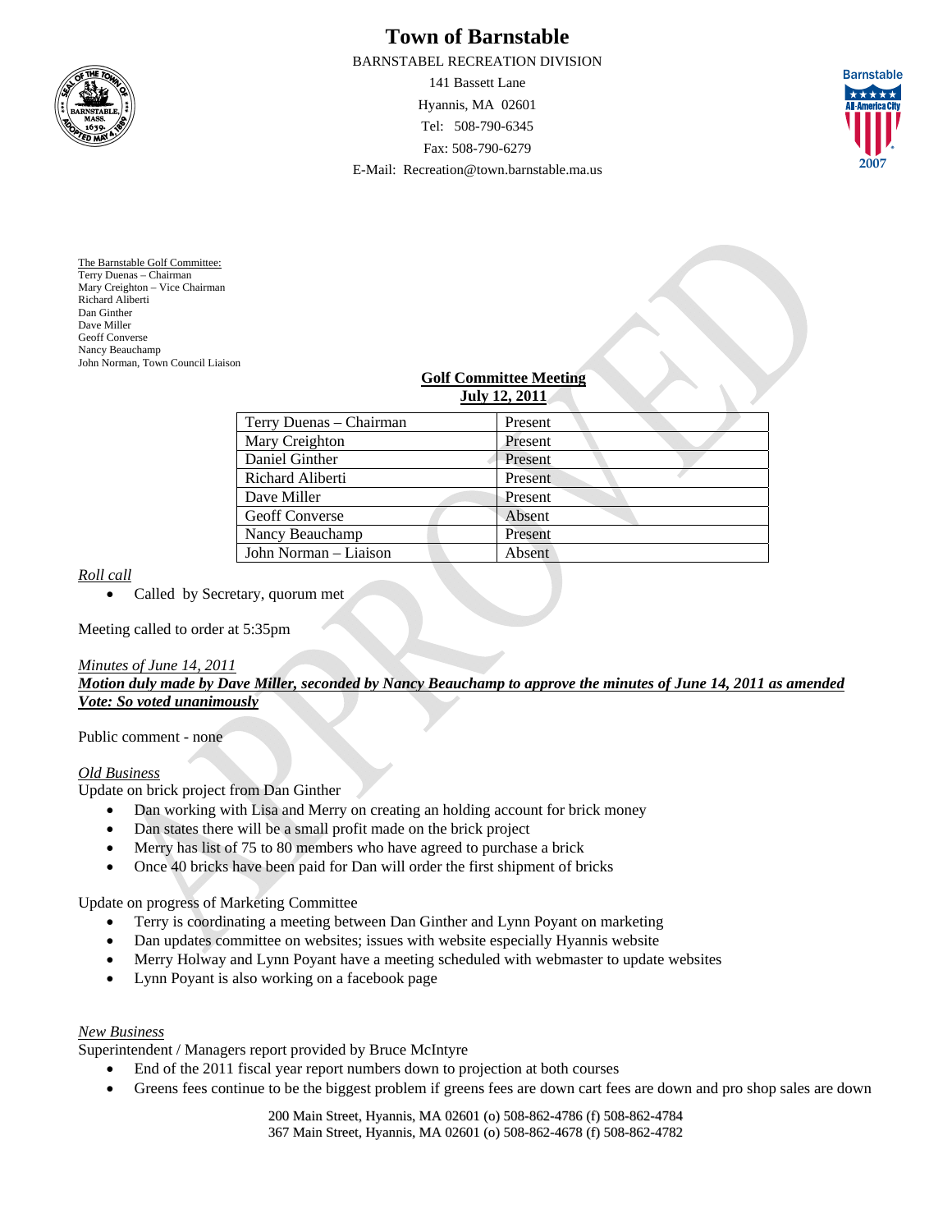# Town of Barnstable

BARNSTABEL RECREATION DIVISION

141 Bassett Lane

Hyannis, MA 02601

Tel: 508-790-6345

Fax: 508-790-6279

E-Mail: Recreation@town.barnstable.ma.us

The Barnstable Golf Committee:
Terry Duenas – Chairman
Mary Creighton – Vice Chairman
Richard Aliberti
Dan Ginther
Dave Miller
Geoff Converse
Nancy Beauchamp
John Norman, Town Council Liaison

**Golf Committee Meeting**
**July 12, 2011**

| | |
|---|---|
| Terry Duenas – Chairman | Present |
| Mary Creighton | Present |
| Daniel Ginther | Present |
| Richard Aliberti | Present |
| Dave Miller | Present |
| Geoff Converse | Absent |
| Nancy Beauchamp | Present |
| John Norman – Liaison | Absent |

*Roll call*

- Called by Secretary, quorum met

Meeting called to order at 5:35pm

*Minutes of June 14, 2011*

***Motion duly made by Dave Miller, seconded by Nancy Beauchamp to approve the minutes of June 14, 2011 as amended***
***Vote: So voted unanimously***

Public comment - none

*Old Business*

Update on brick project from Dan Ginther

- Dan working with Lisa and Merry on creating an holding account for brick money
- Dan states there will be a small profit made on the brick project
- Merry has list of 75 to 80 members who have agreed to purchase a brick
- Once 40 bricks have been paid for Dan will order the first shipment of bricks

Update on progress of Marketing Committee

- Terry is coordinating a meeting between Dan Ginther and Lynn Poyant on marketing
- Dan updates committee on websites; issues with website especially Hyannis website
- Merry Holway and Lynn Poyant have a meeting scheduled with webmaster to update websites
- Lynn Poyant is also working on a facebook page

*New Business*

Superintendent / Managers report provided by Bruce McIntyre

- End of the 2011 fiscal year report numbers down to projection at both courses
- Greens fees continue to be the biggest problem if greens fees are down cart fees are down and pro shop sales are down

200 Main Street, Hyannis, MA 02601 (o) 508-862-4786 (f) 508-862-4784
367 Main Street, Hyannis, MA 02601 (o) 508-862-4678 (f) 508-862-4782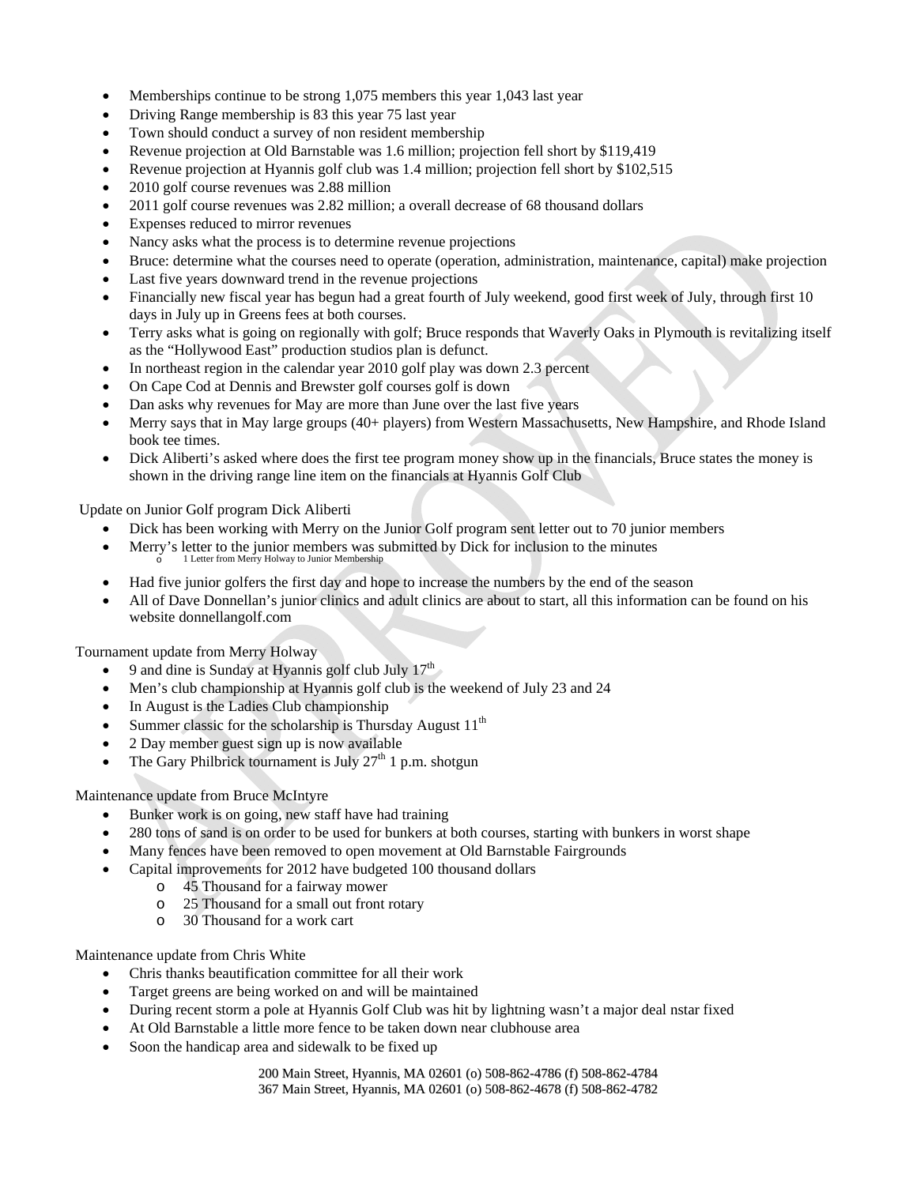- Memberships continue to be strong 1,075 members this year 1,043 last year
- Driving Range membership is 83 this year 75 last year
- Town should conduct a survey of non resident membership
- Revenue projection at Old Barnstable was 1.6 million; projection fell short by $119,419
- Revenue projection at Hyannis golf club was 1.4 million; projection fell short by $102,515
- 2010 golf course revenues was 2.88 million
- 2011 golf course revenues was 2.82 million; a overall decrease of 68 thousand dollars
- Expenses reduced to mirror revenues
- Nancy asks what the process is to determine revenue projections
- Bruce: determine what the courses need to operate (operation, administration, maintenance, capital) make projection
- Last five years downward trend in the revenue projections
- Financially new fiscal year has begun had a great fourth of July weekend, good first week of July, through first 10 days in July up in Greens fees at both courses.
- Terry asks what is going on regionally with golf; Bruce responds that Waverly Oaks in Plymouth is revitalizing itself as the "Hollywood East" production studios plan is defunct.
- In northeast region in the calendar year 2010 golf play was down 2.3 percent
- On Cape Cod at Dennis and Brewster golf courses golf is down
- Dan asks why revenues for May are more than June over the last five years
- Merry says that in May large groups (40+ players) from Western Massachusetts, New Hampshire, and Rhode Island book tee times.
- Dick Aliberti's asked where does the first tee program money show up in the financials, Bruce states the money is shown in the driving range line item on the financials at Hyannis Golf Club

Update on Junior Golf program Dick Aliberti

- Dick has been working with Merry on the Junior Golf program sent letter out to 70 junior members
- Merry's letter to the junior members was submitted by Dick for inclusion to the minutes
  - 1 Letter from Merry Holway to Junior Membership
- Had five junior golfers the first day and hope to increase the numbers by the end of the season
- All of Dave Donnellan's junior clinics and adult clinics are about to start, all this information can be found on his website donnellangolf.com

Tournament update from Merry Holway

- 9 and dine is Sunday at Hyannis golf club July 17th
- Men's club championship at Hyannis golf club is the weekend of July 23 and 24
- In August is the Ladies Club championship
- Summer classic for the scholarship is Thursday August 11th
- 2 Day member guest sign up is now available
- The Gary Philbrick tournament is July 27th 1 p.m. shotgun

Maintenance update from Bruce McIntyre

- Bunker work is on going, new staff have had training
- 280 tons of sand is on order to be used for bunkers at both courses, starting with bunkers in worst shape
- Many fences have been removed to open movement at Old Barnstable Fairgrounds
- Capital improvements for 2012 have budgeted 100 thousand dollars
  - 45 Thousand for a fairway mower
  - 25 Thousand for a small out front rotary
  - 30 Thousand for a work cart

Maintenance update from Chris White

- Chris thanks beautification committee for all their work
- Target greens are being worked on and will be maintained
- During recent storm a pole at Hyannis Golf Club was hit by lightning wasn't a major deal nstar fixed
- At Old Barnstable a little more fence to be taken down near clubhouse area
- Soon the handicap area and sidewalk to be fixed up

200 Main Street, Hyannis, MA 02601 (o) 508-862-4786 (f) 508-862-4784
367 Main Street, Hyannis, MA 02601 (o) 508-862-4678 (f) 508-862-4782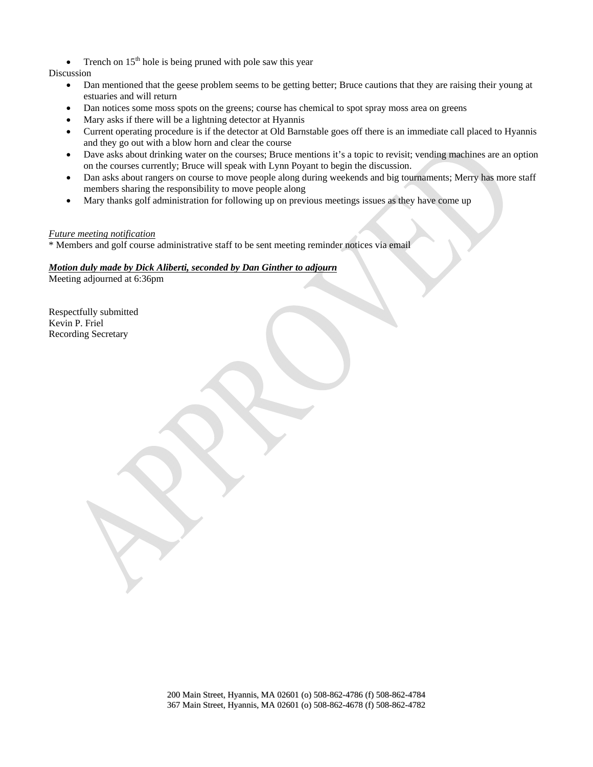- Trench on 15th hole is being pruned with pole saw this year

Discussion

- Dan mentioned that the geese problem seems to be getting better; Bruce cautions that they are raising their young at estuaries and will return
- Dan notices some moss spots on the greens; course has chemical to spot spray moss area on greens
- Mary asks if there will be a lightning detector at Hyannis
- Current operating procedure is if the detector at Old Barnstable goes off there is an immediate call placed to Hyannis and they go out with a blow horn and clear the course
- Dave asks about drinking water on the courses; Bruce mentions it's a topic to revisit; vending machines are an option on the courses currently; Bruce will speak with Lynn Poyant to begin the discussion.
- Dan asks about rangers on course to move people along during weekends and big tournaments; Merry has more staff members sharing the responsibility to move people along
- Mary thanks golf administration for following up on previous meetings issues as they have come up

*Future meeting notification*

* Members and golf course administrative staff to be sent meeting reminder notices via email

***Motion duly made by Dick Aliberti, seconded by Dan Ginther to adjourn***

Meeting adjourned at 6:36pm

Respectfully submitted
Kevin P. Friel
Recording Secretary

200 Main Street, Hyannis, MA 02601 (o) 508-862-4786 (f) 508-862-4784
367 Main Street, Hyannis, MA 02601 (o) 508-862-4678 (f) 508-862-4782